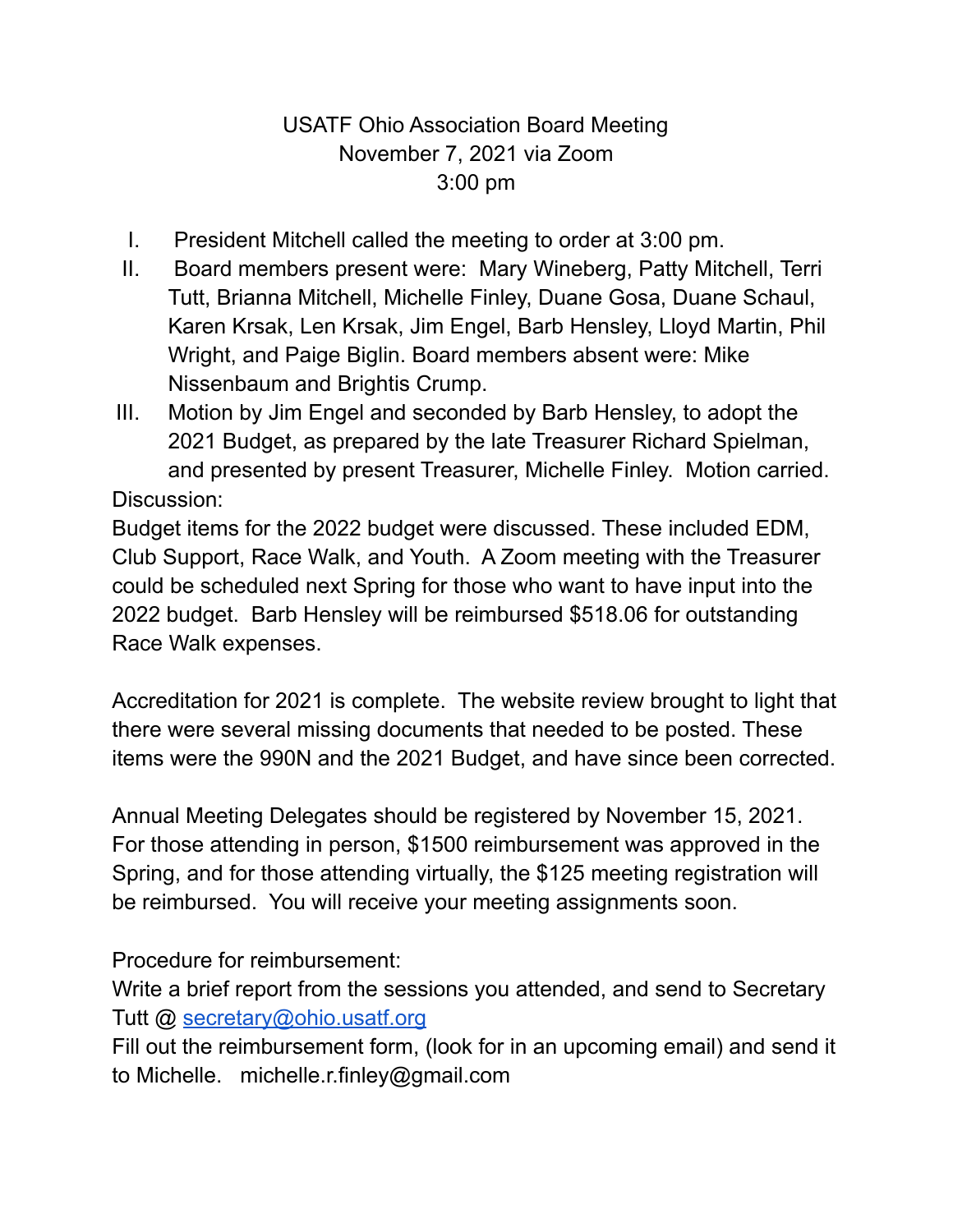# USATF Ohio Association Board Meeting
## November 7, 2021 via Zoom
## 3:00 pm

I. President Mitchell called the meeting to order at 3:00 pm.

II. Board members present were: Mary Wineberg, Patty Mitchell, Terri Tutt, Brianna Mitchell, Michelle Finley, Duane Gosa, Duane Schaul, Karen Krsak, Len Krsak, Jim Engel, Barb Hensley, Lloyd Martin, Phil Wright, and Paige Biglin. Board members absent were: Mike Nissenbaum and Brightis Crump.

III. Motion by Jim Engel and seconded by Barb Hensley, to adopt the 2021 Budget, as prepared by the late Treasurer Richard Spielman, and presented by present Treasurer, Michelle Finley. Motion carried.

Discussion:

Budget items for the 2022 budget were discussed. These included EDM, Club Support, Race Walk, and Youth. A Zoom meeting with the Treasurer could be scheduled next Spring for those who want to have input into the 2022 budget. Barb Hensley will be reimbursed $518.06 for outstanding Race Walk expenses.

Accreditation for 2021 is complete. The website review brought to light that there were several missing documents that needed to be posted. These items were the 990N and the 2021 Budget, and have since been corrected.

Annual Meeting Delegates should be registered by November 15, 2021. For those attending in person, $1500 reimbursement was approved in the Spring, and for those attending virtually, the $125 meeting registration will be reimbursed. You will receive your meeting assignments soon.

Procedure for reimbursement:

Write a brief report from the sessions you attended, and send to Secretary Tutt @ secretary@ohio.usatf.org

Fill out the reimbursement form, (look for in an upcoming email) and send it to Michelle. michelle.r.finley@gmail.com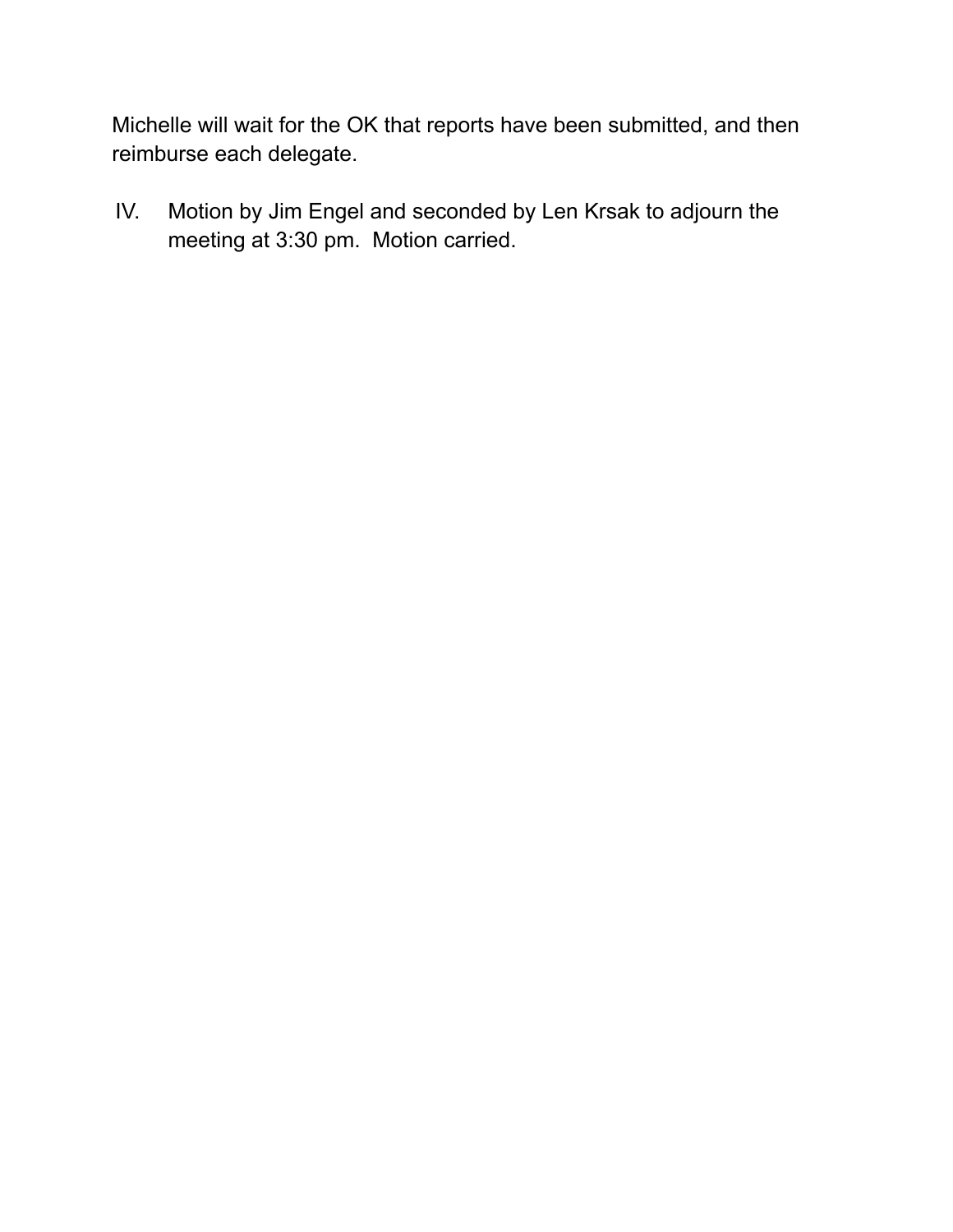Michelle will wait for the OK that reports have been submitted, and then reimburse each delegate.

IV. Motion by Jim Engel and seconded by Len Krsak to adjourn the meeting at 3:30 pm. Motion carried.